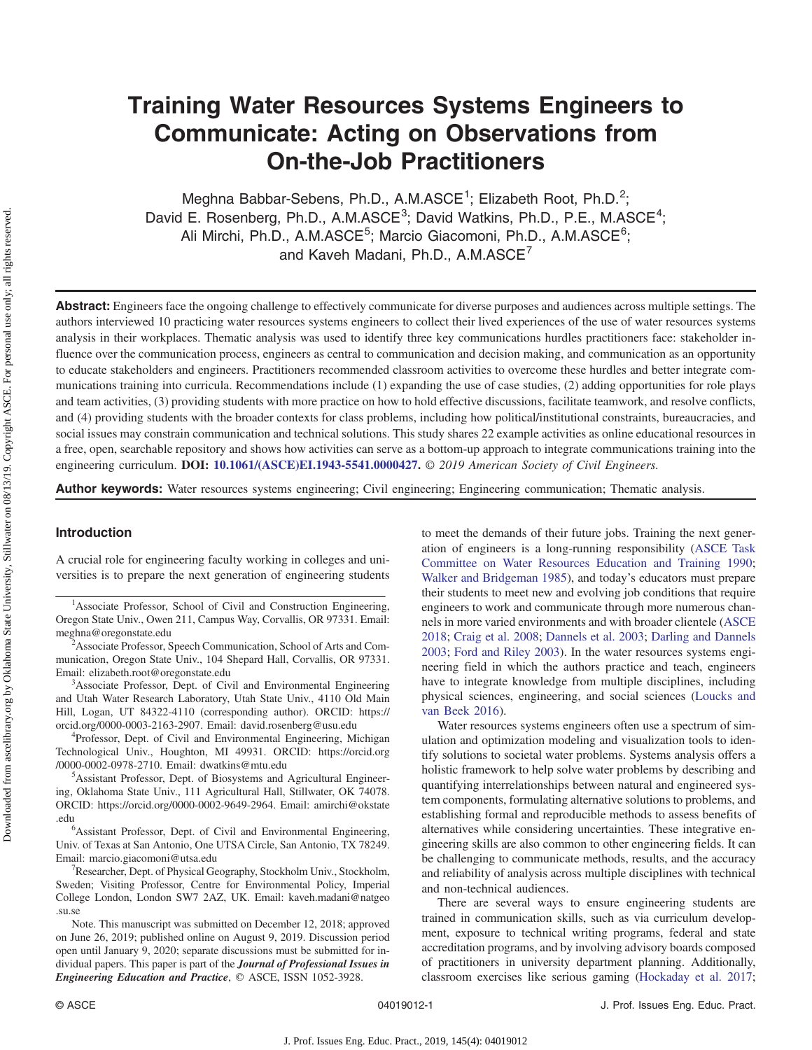# Training Water Resources Systems Engineers to Communicate: Acting on Observations from On-the-Job Practitioners

Meghna Babbar-Sebens, Ph.D., A.M.ASCE[1]; Elizabeth Root, Ph.D.[2]; David E. Rosenberg, Ph.D., A.M.ASCE[3]; David Watkins, Ph.D., P.E., M.ASCE[4]; Ali Mirchi, Ph.D., A.M.ASCE[5]; Marcio Giacomoni, Ph.D., A.M.ASCE[6]; and Kaveh Madani, Ph.D., A.M.ASCE[7]

**Abstract:** Engineers face the ongoing challenge to effectively communicate for diverse purposes and audiences across multiple settings. The authors interviewed 10 practicing water resources systems engineers to collect their lived experiences of the use of water resources systems analysis in their workplaces. Thematic analysis was used to identify three key communications hurdles practitioners face: stakeholder influence over the communication process, engineers as central to communication and decision making, and communication as an opportunity to educate stakeholders and engineers. Practitioners recommended classroom activities to overcome these hurdles and better integrate communications training into curricula. Recommendations include (1) expanding the use of case studies, (2) adding opportunities for role plays and team activities, (3) providing students with more practice on how to hold effective discussions, facilitate teamwork, and resolve conflicts, and (4) providing students with the broader contexts for class problems, including how political/institutional constraints, bureaucracies, and social issues may constrain communication and technical solutions. This study shares 22 example activities as online educational resources in a free, open, searchable repository and shows how activities can serve as a bottom-up approach to integrate communications training into the engineering curriculum. **DOI: 10.1061/(ASCE)EI.1943-5541.0000427.** *© 2019 American Society of Civil Engineers.*

**Author keywords:** Water resources systems engineering; Civil engineering; Engineering communication; Thematic analysis.

## Introduction

A crucial role for engineering faculty working in colleges and universities is to prepare the next generation of engineering students to meet the demands of their future jobs. Training the next generation of engineers is a long-running responsibility (ASCE Task Committee on Water Resources Education and Training 1990; Walker and Bridgeman 1985), and today's educators must prepare their students to meet new and evolving job conditions that require engineers to work and communicate through more numerous channels in more varied environments and with broader clientele (ASCE 2018; Craig et al. 2008; Dannels et al. 2003; Darling and Dannels 2003; Ford and Riley 2003). In the water resources systems engineering field in which the authors practice and teach, engineers have to integrate knowledge from multiple disciplines, including physical sciences, engineering, and social sciences (Loucks and van Beek 2016).

Water resources systems engineers often use a spectrum of simulation and optimization modeling and visualization tools to identify solutions to societal water problems. Systems analysis offers a holistic framework to help solve water problems by describing and quantifying interrelationships between natural and engineered system components, formulating alternative solutions to problems, and establishing formal and reproducible methods to assess benefits of alternatives while considering uncertainties. These integrative engineering skills are also common to other engineering fields. It can be challenging to communicate methods, results, and the accuracy and reliability of analysis across multiple disciplines with technical and non-technical audiences.

There are several ways to ensure engineering students are trained in communication skills, such as via curriculum development, exposure to technical writing programs, federal and state accreditation programs, and by involving advisory boards composed of practitioners in university department planning. Additionally, classroom exercises like serious gaming (Hockaday et al. 2017;

---

[1]Associate Professor, School of Civil and Construction Engineering, Oregon State Univ., Owen 211, Campus Way, Corvallis, OR 97331. Email: meghna@oregonstate.edu

[2]Associate Professor, Speech Communication, School of Arts and Communication, Oregon State Univ., 104 Shepard Hall, Corvallis, OR 97331. Email: elizabeth.root@oregonstate.edu

[3]Associate Professor, Dept. of Civil and Environmental Engineering and Utah Water Research Laboratory, Utah State Univ., 4110 Old Main Hill, Logan, UT 84322-4110 (corresponding author). ORCID: https://orcid.org/0000-0003-2163-2907. Email: david.rosenberg@usu.edu

[4]Professor, Dept. of Civil and Environmental Engineering, Michigan Technological Univ., Houghton, MI 49931. ORCID: https://orcid.org/0000-0002-0978-2710. Email: dwatkins@mtu.edu

[5]Assistant Professor, Dept. of Biosystems and Agricultural Engineering, Oklahoma State Univ., 111 Agricultural Hall, Stillwater, OK 74078. ORCID: https://orcid.org/0000-0002-9649-2964. Email: amirchi@okstate.edu

[6]Assistant Professor, Dept. of Civil and Environmental Engineering, Univ. of Texas at San Antonio, One UTSA Circle, San Antonio, TX 78249. Email: marcio.giacomoni@utsa.edu

[7]Researcher, Dept. of Physical Geography, Stockholm Univ., Stockholm, Sweden; Visiting Professor, Centre for Environmental Policy, Imperial College London, London SW7 2AZ, UK. Email: kaveh.madani@natgeo.su.se

Note. This manuscript was submitted on December 12, 2018; approved on June 26, 2019; published online on August 9, 2019. Discussion period open until January 9, 2020; separate discussions must be submitted for individual papers. This paper is part of the ***Journal of Professional Issues in Engineering Education and Practice***, © ASCE, ISSN 1052-3928.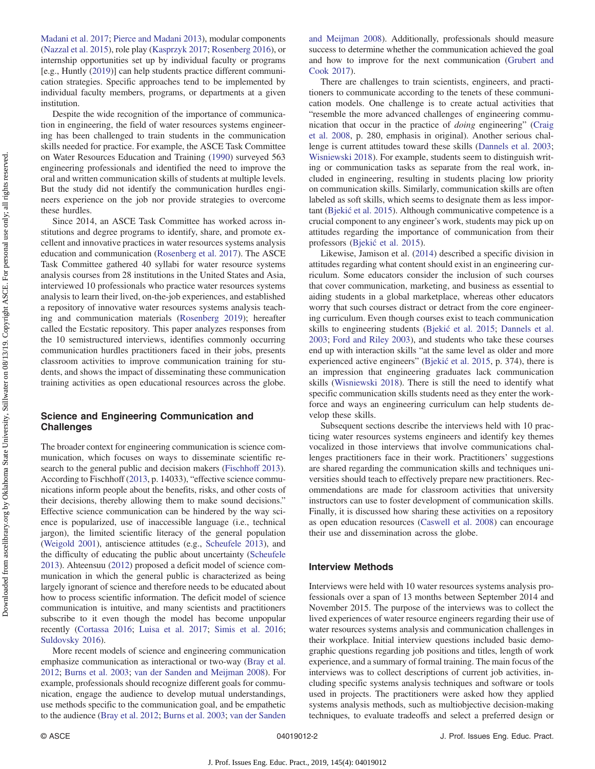Madani et al. 2017; Pierce and Madani 2013), modular components (Nazzal et al. 2015), role play (Kasprzyk 2017; Rosenberg 2016), or internship opportunities set up by individual faculty or programs [e.g., Huntly (2019)] can help students practice different communication strategies. Specific approaches tend to be implemented by individual faculty members, programs, or departments at a given institution.

Despite the wide recognition of the importance of communication in engineering, the field of water resources systems engineering has been challenged to train students in the communication skills needed for practice. For example, the ASCE Task Committee on Water Resources Education and Training (1990) surveyed 563 engineering professionals and identified the need to improve the oral and written communication skills of students at multiple levels. But the study did not identify the communication hurdles engineers experience on the job nor provide strategies to overcome these hurdles.

Since 2014, an ASCE Task Committee has worked across institutions and degree programs to identify, share, and promote excellent and innovative practices in water resources systems analysis education and communication (Rosenberg et al. 2017). The ASCE Task Committee gathered 40 syllabi for water resource systems analysis courses from 28 institutions in the United States and Asia, interviewed 10 professionals who practice water resources systems analysis to learn their lived, on-the-job experiences, and established a repository of innovative water resources systems analysis teaching and communication materials (Rosenberg 2019); hereafter called the Ecstatic repository. This paper analyzes responses from the 10 semistructured interviews, identifies commonly occurring communication hurdles practitioners faced in their jobs, presents classroom activities to improve communication training for students, and shows the impact of disseminating these communication training activities as open educational resources across the globe.

## Science and Engineering Communication and Challenges

The broader context for engineering communication is science communication, which focuses on ways to disseminate scientific research to the general public and decision makers (Fischhoff 2013). According to Fischhoff (2013, p. 14033), "effective science communications inform people about the benefits, risks, and other costs of their decisions, thereby allowing them to make sound decisions." Effective science communication can be hindered by the way science is popularized, use of inaccessible language (i.e., technical jargon), the limited scientific literacy of the general population (Weigold 2001), antiscience attitudes (e.g., Scheufele 2013), and the difficulty of educating the public about uncertainty (Scheufele 2013). Ahteensuu (2012) proposed a deficit model of science communication in which the general public is characterized as being largely ignorant of science and therefore needs to be educated about how to process scientific information. The deficit model of science communication is intuitive, and many scientists and practitioners subscribe to it even though the model has become unpopular recently (Cortassa 2016; Luisa et al. 2017; Simis et al. 2016; Suldovsky 2016).

More recent models of science and engineering communication emphasize communication as interactional or two-way (Bray et al. 2012; Burns et al. 2003; van der Sanden and Meijman 2008). For example, professionals should recognize different goals for communication, engage the audience to develop mutual understandings, use methods specific to the communication goal, and be empathetic to the audience (Bray et al. 2012; Burns et al. 2003; van der Sanden and Meijman 2008). Additionally, professionals should measure success to determine whether the communication achieved the goal and how to improve for the next communication (Grubert and Cook 2017).

There are challenges to train scientists, engineers, and practitioners to communicate according to the tenets of these communication models. One challenge is to create actual activities that "resemble the more advanced challenges of engineering communication that occur in the practice of *doing* engineering" (Craig et al. 2008, p. 280, emphasis in original). Another serious challenge is current attitudes toward these skills (Dannels et al. 2003; Wisniewski 2018). For example, students seem to distinguish writing or communication tasks as separate from the real work, included in engineering, resulting in students placing low priority on communication skills. Similarly, communication skills are often labeled as soft skills, which seems to designate them as less important (Bjekić et al. 2015). Although communicative competence is a crucial component to any engineer's work, students may pick up on attitudes regarding the importance of communication from their professors (Bjekić et al. 2015).

Likewise, Jamison et al. (2014) described a specific division in attitudes regarding what content should exist in an engineering curriculum. Some educators consider the inclusion of such courses that cover communication, marketing, and business as essential to aiding students in a global marketplace, whereas other educators worry that such courses distract or detract from the core engineering curriculum. Even though courses exist to teach communication skills to engineering students (Bjekić et al. 2015; Dannels et al. 2003; Ford and Riley 2003), and students who take these courses end up with interaction skills "at the same level as older and more experienced active engineers" (Bjekić et al. 2015, p. 374), there is an impression that engineering graduates lack communication skills (Wisniewski 2018). There is still the need to identify what specific communication skills students need as they enter the workforce and ways an engineering curriculum can help students develop these skills.

Subsequent sections describe the interviews held with 10 practicing water resources systems engineers and identify key themes vocalized in those interviews that involve communications challenges practitioners face in their work. Practitioners' suggestions are shared regarding the communication skills and techniques universities should teach to effectively prepare new practitioners. Recommendations are made for classroom activities that university instructors can use to foster development of communication skills. Finally, it is discussed how sharing these activities on a repository as open education resources (Caswell et al. 2008) can encourage their use and dissemination across the globe.

## Interview Methods

Interviews were held with 10 water resources systems analysis professionals over a span of 13 months between September 2014 and November 2015. The purpose of the interviews was to collect the lived experiences of water resource engineers regarding their use of water resources systems analysis and communication challenges in their workplace. Initial interview questions included basic demographic questions regarding job positions and titles, length of work experience, and a summary of formal training. The main focus of the interviews was to collect descriptions of current job activities, including specific systems analysis techniques and software or tools used in projects. The practitioners were asked how they applied systems analysis methods, such as multiobjective decision-making techniques, to evaluate tradeoffs and select a preferred design or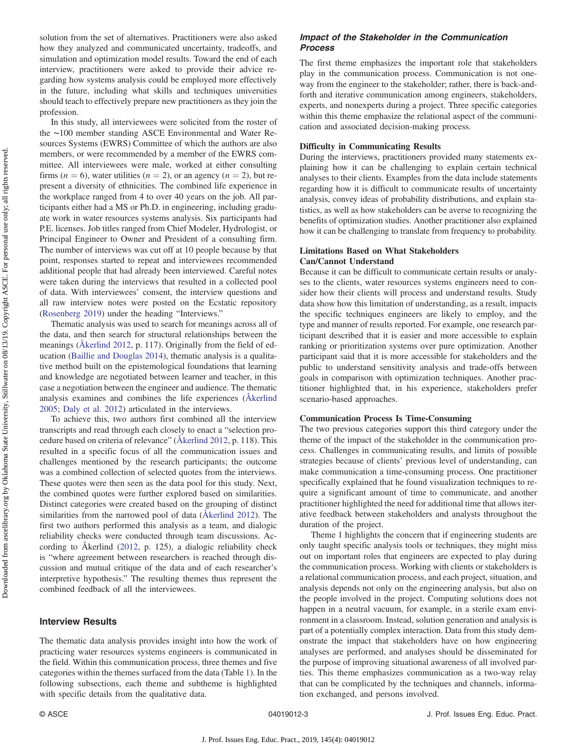solution from the set of alternatives. Practitioners were also asked how they analyzed and communicated uncertainty, tradeoffs, and simulation and optimization model results. Toward the end of each interview, practitioners were asked to provide their advice regarding how systems analysis could be employed more effectively in the future, including what skills and techniques universities should teach to effectively prepare new practitioners as they join the profession.

In this study, all interviewees were solicited from the roster of the ~100 member standing ASCE Environmental and Water Resources Systems (EWRS) Committee of which the authors are also members, or were recommended by a member of the EWRS committee. All interviewees were male, worked at either consulting firms ($n = 6$), water utilities ($n = 2$), or an agency ($n = 2$), but represent a diversity of ethnicities. The combined life experience in the workplace ranged from 4 to over 40 years on the job. All participants either had a MS or Ph.D. in engineering, including graduate work in water resources systems analysis. Six participants had P.E. licenses. Job titles ranged from Chief Modeler, Hydrologist, or Principal Engineer to Owner and President of a consulting firm. The number of interviews was cut off at 10 people because by that point, responses started to repeat and interviewees recommended additional people that had already been interviewed. Careful notes were taken during the interviews that resulted in a collected pool of data. With interviewees' consent, the interview questions and all raw interview notes were posted on the Ecstatic repository (Rosenberg 2019) under the heading "Interviews."

Thematic analysis was used to search for meanings across all of the data, and then search for structural relationships between the meanings (Åkerlind 2012, p. 117). Originally from the field of education (Baillie and Douglas 2014), thematic analysis is a qualitative method built on the epistemological foundations that learning and knowledge are negotiated between learner and teacher, in this case a negotiation between the engineer and audience. The thematic analysis examines and combines the life experiences (Åkerlind 2005; Daly et al. 2012) articulated in the interviews.

To achieve this, two authors first combined all the interview transcripts and read through each closely to enact a "selection procedure based on criteria of relevance" (Åkerlind 2012, p. 118). This resulted in a specific focus of all the communication issues and challenges mentioned by the research participants; the outcome was a combined collection of selected quotes from the interviews. These quotes were then seen as the data pool for this study. Next, the combined quotes were further explored based on similarities. Distinct categories were created based on the grouping of distinct similarities from the narrowed pool of data (Åkerlind 2012). The first two authors performed this analysis as a team, and dialogic reliability checks were conducted through team discussions. According to Åkerlind (2012, p. 125), a dialogic reliability check is "where agreement between researchers is reached through discussion and mutual critique of the data and of each researcher's interpretive hypothesis." The resulting themes thus represent the combined feedback of all the interviewees.

## Interview Results

The thematic data analysis provides insight into how the work of practicing water resources systems engineers is communicated in the field. Within this communication process, three themes and five categories within the themes surfaced from the data (Table 1). In the following subsections, each theme and subtheme is highlighted with specific details from the qualitative data.

### *Impact of the Stakeholder in the Communication Process*

The first theme emphasizes the important role that stakeholders play in the communication process. Communication is not one-way from the engineer to the stakeholder; rather, there is back-and-forth and iterative communication among engineers, stakeholders, experts, and nonexperts during a project. Three specific categories within this theme emphasize the relational aspect of the communication and associated decision-making process.

#### Difficulty in Communicating Results

During the interviews, practitioners provided many statements explaining how it can be challenging to explain certain technical analyses to their clients. Examples from the data include statements regarding how it is difficult to communicate results of uncertainty analysis, convey ideas of probability distributions, and explain statistics, as well as how stakeholders can be averse to recognizing the benefits of optimization studies. Another practitioner also explained how it can be challenging to translate from frequency to probability.

#### Limitations Based on What Stakeholders Can/Cannot Understand

Because it can be difficult to communicate certain results or analyses to the clients, water resources systems engineers need to consider how their clients will process and understand results. Study data show how this limitation of understanding, as a result, impacts the specific techniques engineers are likely to employ, and the type and manner of results reported. For example, one research participant described that it is easier and more accessible to explain ranking or prioritization systems over pure optimization. Another participant said that it is more accessible for stakeholders and the public to understand sensitivity analysis and trade-offs between goals in comparison with optimization techniques. Another practitioner highlighted that, in his experience, stakeholders prefer scenario-based approaches.

#### Communication Process Is Time-Consuming

The two previous categories support this third category under the theme of the impact of the stakeholder in the communication process. Challenges in communicating results, and limits of possible strategies because of clients' previous level of understanding, can make communication a time-consuming process. One practitioner specifically explained that he found visualization techniques to require a significant amount of time to communicate, and another practitioner highlighted the need for additional time that allows iterative feedback between stakeholders and analysts throughout the duration of the project.

Theme 1 highlights the concern that if engineering students are only taught specific analysis tools or techniques, they might miss out on important roles that engineers are expected to play during the communication process. Working with clients or stakeholders is a relational communication process, and each project, situation, and analysis depends not only on the engineering analysis, but also on the people involved in the project. Computing solutions does not happen in a neutral vacuum, for example, in a sterile exam environment in a classroom. Instead, solution generation and analysis is part of a potentially complex interaction. Data from this study demonstrate the impact that stakeholders have on how engineering analyses are performed, and analyses should be disseminated for the purpose of improving situational awareness of all involved parties. This theme emphasizes communication as a two-way relay that can be complicated by the techniques and channels, information exchanged, and persons involved.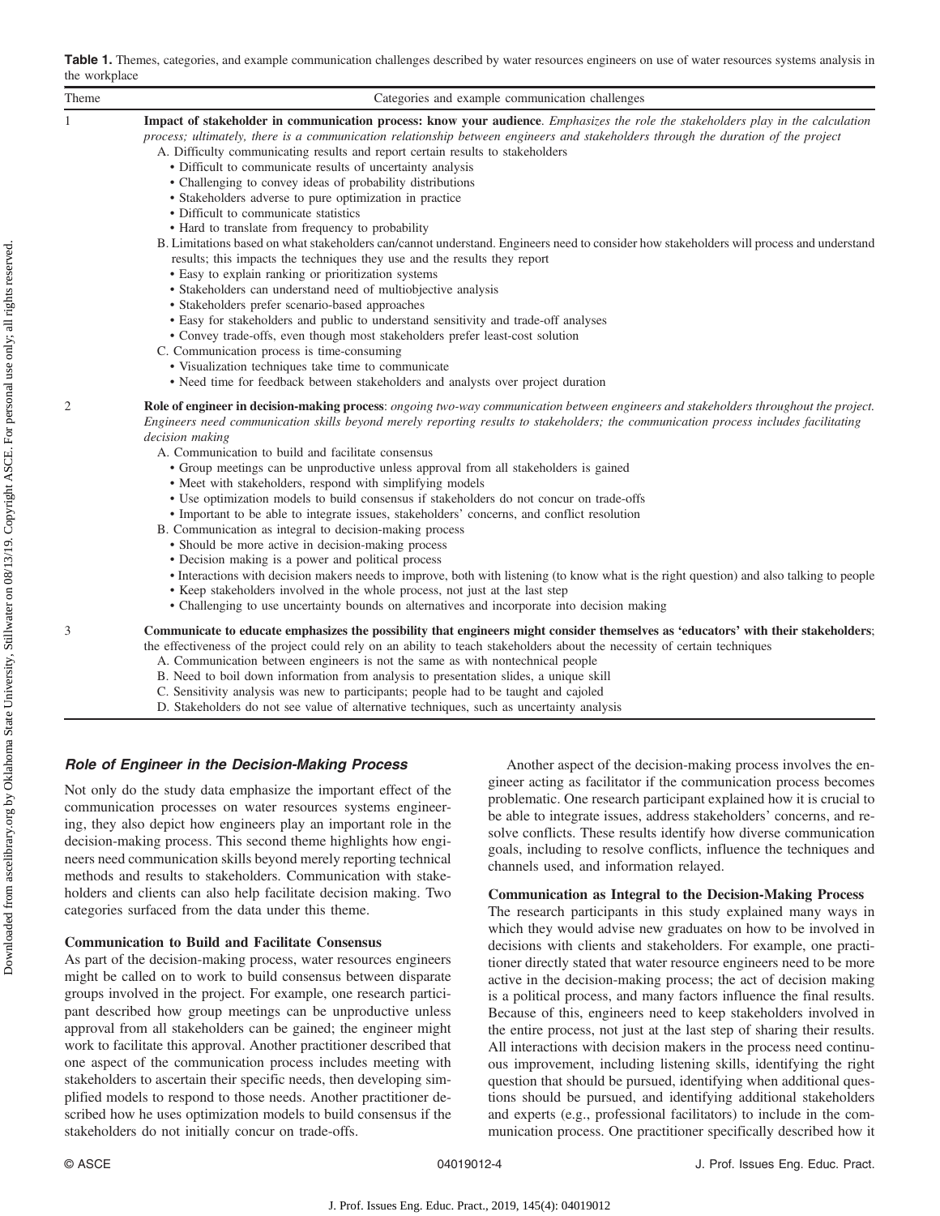**Table 1.** Themes, categories, and example communication challenges described by water resources engineers on use of water resources systems analysis in the workplace

| Theme | Categories and example communication challenges |
|---|---|
| 1 | **Impact of stakeholder in communication process: know your audience**. *Emphasizes the role the stakeholders play in the calculation process; ultimately, there is a communication relationship between engineers and stakeholders through the duration of the project*<br>A. Difficulty communicating results and report certain results to stakeholders<br>• Difficult to communicate results of uncertainty analysis<br>• Challenging to convey ideas of probability distributions<br>• Stakeholders adverse to pure optimization in practice<br>• Difficult to communicate statistics<br>• Hard to translate from frequency to probability<br>B. Limitations based on what stakeholders can/cannot understand. Engineers need to consider how stakeholders will process and understand results; this impacts the techniques they use and the results they report<br>• Easy to explain ranking or prioritization systems<br>• Stakeholders can understand need of multiobjective analysis<br>• Stakeholders prefer scenario-based approaches<br>• Easy for stakeholders and public to understand sensitivity and trade-off analyses<br>• Convey trade-offs, even though most stakeholders prefer least-cost solution<br>C. Communication process is time-consuming<br>• Visualization techniques take time to communicate<br>• Need time for feedback between stakeholders and analysts over project duration |
| 2 | **Role of engineer in decision-making process**: *ongoing two-way communication between engineers and stakeholders throughout the project. Engineers need communication skills beyond merely reporting results to stakeholders; the communication process includes facilitating decision making*<br>A. Communication to build and facilitate consensus<br>• Group meetings can be unproductive unless approval from all stakeholders is gained<br>• Meet with stakeholders, respond with simplifying models<br>• Use optimization models to build consensus if stakeholders do not concur on trade-offs<br>• Important to be able to integrate issues, stakeholders' concerns, and conflict resolution<br>B. Communication as integral to decision-making process<br>• Should be more active in decision-making process<br>• Decision making is a power and political process<br>• Interactions with decision makers needs to improve, both with listening (to know what is the right question) and also talking to people<br>• Keep stakeholders involved in the whole process, not just at the last step<br>• Challenging to use uncertainty bounds on alternatives and incorporate into decision making |
| 3 | **Communicate to educate emphasizes the possibility that engineers might consider themselves as 'educators' with their stakeholders**; the effectiveness of the project could rely on an ability to teach stakeholders about the necessity of certain techniques<br>A. Communication between engineers is not the same as with nontechnical people<br>B. Need to boil down information from analysis to presentation slides, a unique skill<br>C. Sensitivity analysis was new to participants; people had to be taught and cajoled<br>D. Stakeholders do not see value of alternative techniques, such as uncertainty analysis |

### *Role of Engineer in the Decision-Making Process*

Not only do the study data emphasize the important effect of the communication processes on water resources systems engineering, they also depict how engineers play an important role in the decision-making process. This second theme highlights how engineers need communication skills beyond merely reporting technical methods and results to stakeholders. Communication with stakeholders and clients can also help facilitate decision making. Two categories surfaced from the data under this theme.

#### Communication to Build and Facilitate Consensus

As part of the decision-making process, water resources engineers might be called on to work to build consensus between disparate groups involved in the project. For example, one research participant described how group meetings can be unproductive unless approval from all stakeholders can be gained; the engineer might work to facilitate this approval. Another practitioner described that one aspect of the communication process includes meeting with stakeholders to ascertain their specific needs, then developing simplified models to respond to those needs. Another practitioner described how he uses optimization models to build consensus if the stakeholders do not initially concur on trade-offs.

Another aspect of the decision-making process involves the engineer acting as facilitator if the communication process becomes problematic. One research participant explained how it is crucial to be able to integrate issues, address stakeholders' concerns, and resolve conflicts. These results identify how diverse communication goals, including to resolve conflicts, influence the techniques and channels used, and information relayed.

#### Communication as Integral to the Decision-Making Process

The research participants in this study explained many ways in which they would advise new graduates on how to be involved in decisions with clients and stakeholders. For example, one practitioner directly stated that water resource engineers need to be more active in the decision-making process; the act of decision making is a political process, and many factors influence the final results. Because of this, engineers need to keep stakeholders involved in the entire process, not just at the last step of sharing their results. All interactions with decision makers in the process need continuous improvement, including listening skills, identifying the right question that should be pursued, identifying when additional questions should be pursued, and identifying additional stakeholders and experts (e.g., professional facilitators) to include in the communication process. One practitioner specifically described how it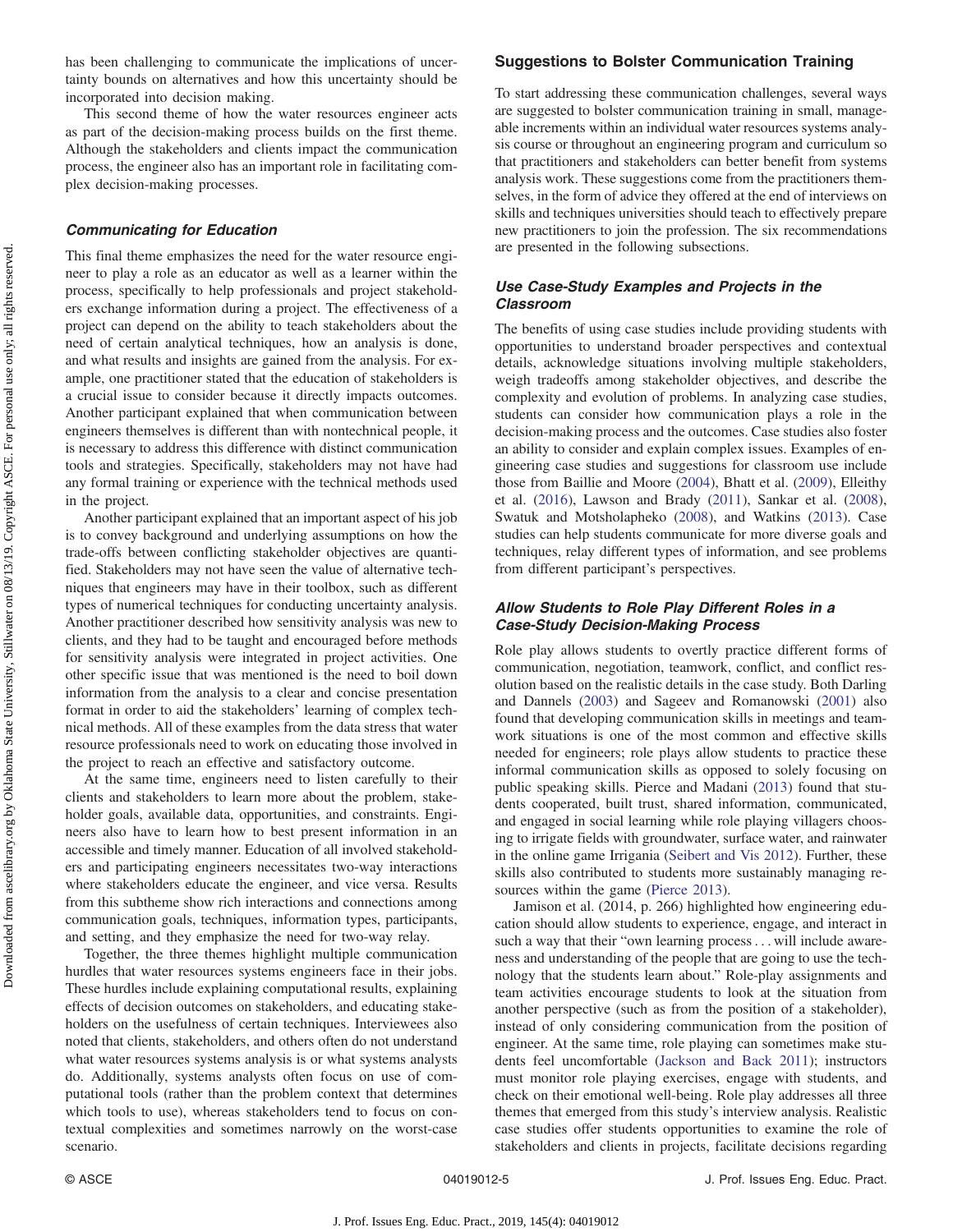has been challenging to communicate the implications of uncertainty bounds on alternatives and how this uncertainty should be incorporated into decision making.

This second theme of how the water resources engineer acts as part of the decision-making process builds on the first theme. Although the stakeholders and clients impact the communication process, the engineer also has an important role in facilitating complex decision-making processes.

### *Communicating for Education*

This final theme emphasizes the need for the water resource engineer to play a role as an educator as well as a learner within the process, specifically to help professionals and project stakeholders exchange information during a project. The effectiveness of a project can depend on the ability to teach stakeholders about the need of certain analytical techniques, how an analysis is done, and what results and insights are gained from the analysis. For example, one practitioner stated that the education of stakeholders is a crucial issue to consider because it directly impacts outcomes. Another participant explained that when communication between engineers themselves is different than with nontechnical people, it is necessary to address this difference with distinct communication tools and strategies. Specifically, stakeholders may not have had any formal training or experience with the technical methods used in the project.

Another participant explained that an important aspect of his job is to convey background and underlying assumptions on how the trade-offs between conflicting stakeholder objectives are quantified. Stakeholders may not have seen the value of alternative techniques that engineers may have in their toolbox, such as different types of numerical techniques for conducting uncertainty analysis. Another practitioner described how sensitivity analysis was new to clients, and they had to be taught and encouraged before methods for sensitivity analysis were integrated in project activities. One other specific issue that was mentioned is the need to boil down information from the analysis to a clear and concise presentation format in order to aid the stakeholders' learning of complex technical methods. All of these examples from the data stress that water resource professionals need to work on educating those involved in the project to reach an effective and satisfactory outcome.

At the same time, engineers need to listen carefully to their clients and stakeholders to learn more about the problem, stakeholder goals, available data, opportunities, and constraints. Engineers also have to learn how to best present information in an accessible and timely manner. Education of all involved stakeholders and participating engineers necessitates two-way interactions where stakeholders educate the engineer, and vice versa. Results from this subtheme show rich interactions and connections among communication goals, techniques, information types, participants, and setting, and they emphasize the need for two-way relay.

Together, the three themes highlight multiple communication hurdles that water resources systems engineers face in their jobs. These hurdles include explaining computational results, explaining effects of decision outcomes on stakeholders, and educating stakeholders on the usefulness of certain techniques. Interviewees also noted that clients, stakeholders, and others often do not understand what water resources systems analysis is or what systems analysts do. Additionally, systems analysts often focus on use of computational tools (rather than the problem context that determines which tools to use), whereas stakeholders tend to focus on contextual complexities and sometimes narrowly on the worst-case scenario.

## Suggestions to Bolster Communication Training

To start addressing these communication challenges, several ways are suggested to bolster communication training in small, manageable increments within an individual water resources systems analysis course or throughout an engineering program and curriculum so that practitioners and stakeholders can better benefit from systems analysis work. These suggestions come from the practitioners themselves, in the form of advice they offered at the end of interviews on skills and techniques universities should teach to effectively prepare new practitioners to join the profession. The six recommendations are presented in the following subsections.

### *Use Case-Study Examples and Projects in the Classroom*

The benefits of using case studies include providing students with opportunities to understand broader perspectives and contextual details, acknowledge situations involving multiple stakeholders, weigh tradeoffs among stakeholder objectives, and describe the complexity and evolution of problems. In analyzing case studies, students can consider how communication plays a role in the decision-making process and the outcomes. Case studies also foster an ability to consider and explain complex issues. Examples of engineering case studies and suggestions for classroom use include those from Baillie and Moore (2004), Bhatt et al. (2009), Elleithy et al. (2016), Lawson and Brady (2011), Sankar et al. (2008), Swatuk and Motsholapheko (2008), and Watkins (2013). Case studies can help students communicate for more diverse goals and techniques, relay different types of information, and see problems from different participant's perspectives.

### *Allow Students to Role Play Different Roles in a Case-Study Decision-Making Process*

Role play allows students to overtly practice different forms of communication, negotiation, teamwork, conflict, and conflict resolution based on the realistic details in the case study. Both Darling and Dannels (2003) and Sageev and Romanowski (2001) also found that developing communication skills in meetings and teamwork situations is one of the most common and effective skills needed for engineers; role plays allow students to practice these informal communication skills as opposed to solely focusing on public speaking skills. Pierce and Madani (2013) found that students cooperated, built trust, shared information, communicated, and engaged in social learning while role playing villagers choosing to irrigate fields with groundwater, surface water, and rainwater in the online game Irrigania (Seibert and Vis 2012). Further, these skills also contributed to students more sustainably managing resources within the game (Pierce 2013).

Jamison et al. (2014, p. 266) highlighted how engineering education should allow students to experience, engage, and interact in such a way that their "own learning process . . . will include awareness and understanding of the people that are going to use the technology that the students learn about." Role-play assignments and team activities encourage students to look at the situation from another perspective (such as from the position of a stakeholder), instead of only considering communication from the position of engineer. At the same time, role playing can sometimes make students feel uncomfortable (Jackson and Back 2011); instructors must monitor role playing exercises, engage with students, and check on their emotional well-being. Role play addresses all three themes that emerged from this study's interview analysis. Realistic case studies offer students opportunities to examine the role of stakeholders and clients in projects, facilitate decisions regarding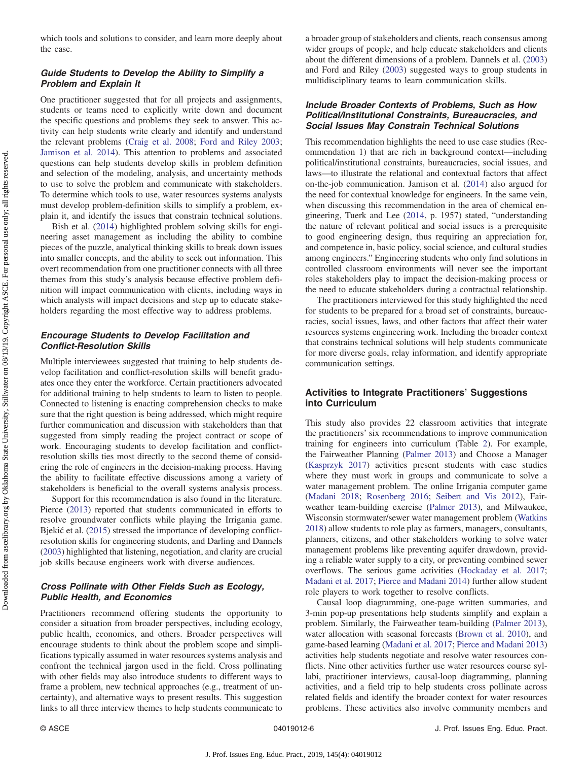which tools and solutions to consider, and learn more deeply about the case.

### Guide Students to Develop the Ability to Simplify a Problem and Explain It

One practitioner suggested that for all projects and assignments, students or teams need to explicitly write down and document the specific questions and problems they seek to answer. This activity can help students write clearly and identify and understand the relevant problems (Craig et al. 2008; Ford and Riley 2003; Jamison et al. 2014). This attention to problems and associated questions can help students develop skills in problem definition and selection of the modeling, analysis, and uncertainty methods to use to solve the problem and communicate with stakeholders. To determine which tools to use, water resources systems analysts must develop problem-definition skills to simplify a problem, explain it, and identify the issues that constrain technical solutions.

Bish et al. (2014) highlighted problem solving skills for engineering asset management as including the ability to combine pieces of the puzzle, analytical thinking skills to break down issues into smaller concepts, and the ability to seek out information. This overt recommendation from one practitioner connects with all three themes from this study's analysis because effective problem definition will impact communication with clients, including ways in which analysts will impact decisions and step up to educate stakeholders regarding the most effective way to address problems.

### Encourage Students to Develop Facilitation and Conflict-Resolution Skills

Multiple interviewees suggested that training to help students develop facilitation and conflict-resolution skills will benefit graduates once they enter the workforce. Certain practitioners advocated for additional training to help students to learn to listen to people. Connected to listening is enacting comprehension checks to make sure that the right question is being addressed, which might require further communication and discussion with stakeholders than that suggested from simply reading the project contract or scope of work. Encouraging students to develop facilitation and conflict-resolution skills ties most directly to the second theme of considering the role of engineers in the decision-making process. Having the ability to facilitate effective discussions among a variety of stakeholders is beneficial to the overall systems analysis process.

Support for this recommendation is also found in the literature. Pierce (2013) reported that students communicated in efforts to resolve groundwater conflicts while playing the Irrigania game. Bjekić et al. (2015) stressed the importance of developing conflict-resolution skills for engineering students, and Darling and Dannels (2003) highlighted that listening, negotiation, and clarity are crucial job skills because engineers work with diverse audiences.

### Cross Pollinate with Other Fields Such as Ecology, Public Health, and Economics

Practitioners recommend offering students the opportunity to consider a situation from broader perspectives, including ecology, public health, economics, and others. Broader perspectives will encourage students to think about the problem scope and simplifications typically assumed in water resources systems analysis and confront the technical jargon used in the field. Cross pollinating with other fields may also introduce students to different ways to frame a problem, new technical approaches (e.g., treatment of uncertainty), and alternative ways to present results. This suggestion links to all three interview themes to help students communicate to a broader group of stakeholders and clients, reach consensus among wider groups of people, and help educate stakeholders and clients about the different dimensions of a problem. Dannels et al. (2003) and Ford and Riley (2003) suggested ways to group students in multidisciplinary teams to learn communication skills.

### Include Broader Contexts of Problems, Such as How Political/Institutional Constraints, Bureaucracies, and Social Issues May Constrain Technical Solutions

This recommendation highlights the need to use case studies (Recommendation 1) that are rich in background context—including political/institutional constraints, bureaucracies, social issues, and laws—to illustrate the relational and contextual factors that affect on-the-job communication. Jamison et al. (2014) also argued for the need for contextual knowledge for engineers. In the same vein, when discussing this recommendation in the area of chemical engineering, Tuerk and Lee (2014, p. 1957) stated, "understanding the nature of relevant political and social issues is a prerequisite to good engineering design, thus requiring an appreciation for, and competence in, basic policy, social science, and cultural studies among engineers." Engineering students who only find solutions in controlled classroom environments will never see the important roles stakeholders play to impact the decision-making process or the need to educate stakeholders during a contractual relationship.

The practitioners interviewed for this study highlighted the need for students to be prepared for a broad set of constraints, bureaucracies, social issues, laws, and other factors that affect their water resources systems engineering work. Including the broader context that constrains technical solutions will help students communicate for more diverse goals, relay information, and identify appropriate communication settings.

## Activities to Integrate Practitioners' Suggestions into Curriculum

This study also provides 22 classroom activities that integrate the practitioners' six recommendations to improve communication training for engineers into curriculum (Table 2). For example, the Fairweather Planning (Palmer 2013) and Choose a Manager (Kasprzyk 2017) activities present students with case studies where they must work in groups and communicate to solve a water management problem. The online Irrigania computer game (Madani 2018; Rosenberg 2016; Seibert and Vis 2012), Fairweather team-building exercise (Palmer 2013), and Milwaukee, Wisconsin stormwater/sewer water management problem (Watkins 2018) allow students to role play as farmers, managers, consultants, planners, citizens, and other stakeholders working to solve water management problems like preventing aquifer drawdown, providing a reliable water supply to a city, or preventing combined sewer overflows. The serious game activities (Hockaday et al. 2017; Madani et al. 2017; Pierce and Madani 2014) further allow student role players to work together to resolve conflicts.

Causal loop diagramming, one-page written summaries, and 3-min pop-up presentations help students simplify and explain a problem. Similarly, the Fairweather team-building (Palmer 2013), water allocation with seasonal forecasts (Brown et al. 2010), and game-based learning (Madani et al. 2017; Pierce and Madani 2013) activities help students negotiate and resolve water resources conflicts. Nine other activities further use water resources course syllabi, practitioner interviews, causal-loop diagramming, planning activities, and a field trip to help students cross pollinate across related fields and identify the broader context for water resources problems. These activities also involve community members and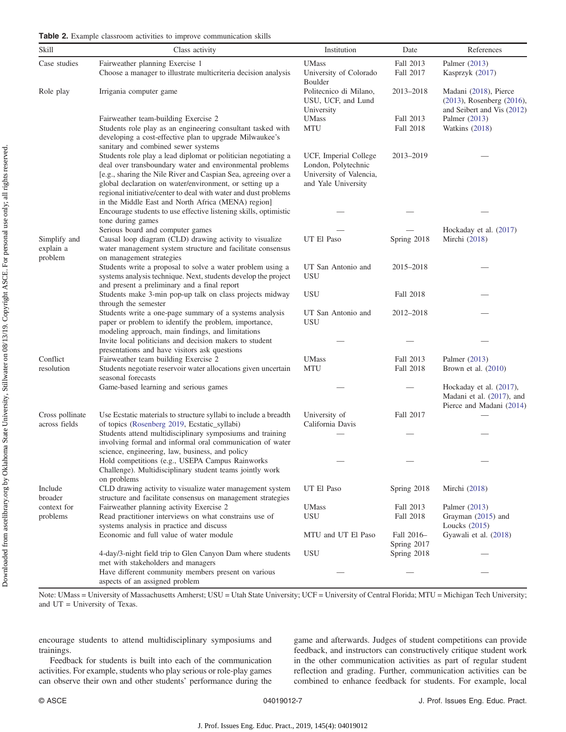**Table 2.** Example classroom activities to improve communication skills

| Skill | Class activity | Institution | Date | References |
|---|---|---|---|---|
| Case studies | Fairweather planning Exercise 1 | UMass | Fall 2013 | Palmer (2013) |
| | Choose a manager to illustrate multicriteria decision analysis | University of Colorado Boulder | Fall 2017 | Kasprzyk (2017) |
| Role play | Irrigania computer game | Politecnico di Milano, USU, UCF, and Lund University | 2013–2018 | Madani (2018), Pierce (2013), Rosenberg (2016), and Seibert and Vis (2012) |
| | Fairweather team-building Exercise 2 | UMass | Fall 2013 | Palmer (2013) |
| | Students role play as an engineering consultant tasked with developing a cost-effective plan to upgrade Milwaukee's sanitary and combined sewer systems | MTU | Fall 2018 | Watkins (2018) |
| | Students role play a lead diplomat or politician negotiating a deal over transboundary water and environmental problems [e.g., sharing the Nile River and Caspian Sea, agreeing over a global declaration on water/environment, or setting up a regional initiative/center to deal with water and dust problems in the Middle East and North Africa (MENA) region] | UCF, Imperial College London, Polytechnic University of Valencia, and Yale University | 2013–2019 | — |
| | Encourage students to use effective listening skills, optimistic tone during games | — | — | — |
| | Serious board and computer games | — | — | Hockaday et al. (2017) |
| Simplify and explain a problem | Causal loop diagram (CLD) drawing activity to visualize water management system structure and facilitate consensus on management strategies | UT El Paso | Spring 2018 | Mirchi (2018) |
| | Students write a proposal to solve a water problem using a systems analysis technique. Next, students develop the project and present a preliminary and a final report | UT San Antonio and USU | 2015–2018 | — |
| | Students make 3-min pop-up talk on class projects midway through the semester | USU | Fall 2018 | — |
| | Students write a one-page summary of a systems analysis paper or problem to identify the problem, importance, modeling approach, main findings, and limitations | UT San Antonio and USU | 2012–2018 | — |
| | Invite local politicians and decision makers to student presentations and have visitors ask questions | — | — | — |
| Conflict resolution | Fairweather team building Exercise 2 | UMass | Fall 2013 | Palmer (2013) |
| | Students negotiate reservoir water allocations given uncertain seasonal forecasts | MTU | Fall 2018 | Brown et al. (2010) |
| | Game-based learning and serious games | — | — | Hockaday et al. (2017), Madani et al. (2017), and Pierce and Madani (2014) |
| Cross pollinate across fields | Use Ecstatic materials to structure syllabi to include a breadth of topics (Rosenberg 2019, Ecstatic_syllabi) | University of California Davis | Fall 2017 | — |
| | Students attend multidisciplinary symposiums and training involving formal and informal oral communication of water science, engineering, law, business, and policy | — | — | — |
| | Hold competitions (e.g., USEPA Campus Rainworks Challenge). Multidisciplinary student teams jointly work on problems | — | — | — |
| Include broader context for problems | CLD drawing activity to visualize water management system structure and facilitate consensus on management strategies | UT El Paso | Spring 2018 | Mirchi (2018) |
| | Fairweather planning activity Exercise 2 | UMass | Fall 2013 | Palmer (2013) |
| | Read practitioner interviews on what constrains use of systems analysis in practice and discuss | USU | Fall 2018 | Grayman (2015) and Loucks (2015) |
| | Economic and full value of water module | MTU and UT El Paso | Fall 2016–Spring 2017 | Gyawali et al. (2018) |
| | 4-day/3-night field trip to Glen Canyon Dam where students met with stakeholders and managers | USU | Spring 2018 | — |
| | Have different community members present on various aspects of an assigned problem | — | — | — |

Note: UMass = University of Massachusetts Amherst; USU = Utah State University; UCF = University of Central Florida; MTU = Michigan Tech University; and UT = University of Texas.

encourage students to attend multidisciplinary symposiums and trainings.

Feedback for students is built into each of the communication activities. For example, students who play serious or role-play games can observe their own and other students' performance during the game and afterwards. Judges of student competitions can provide feedback, and instructors can constructively critique student work in the other communication activities as part of regular student reflection and grading. Further, communication activities can be combined to enhance feedback for students. For example, local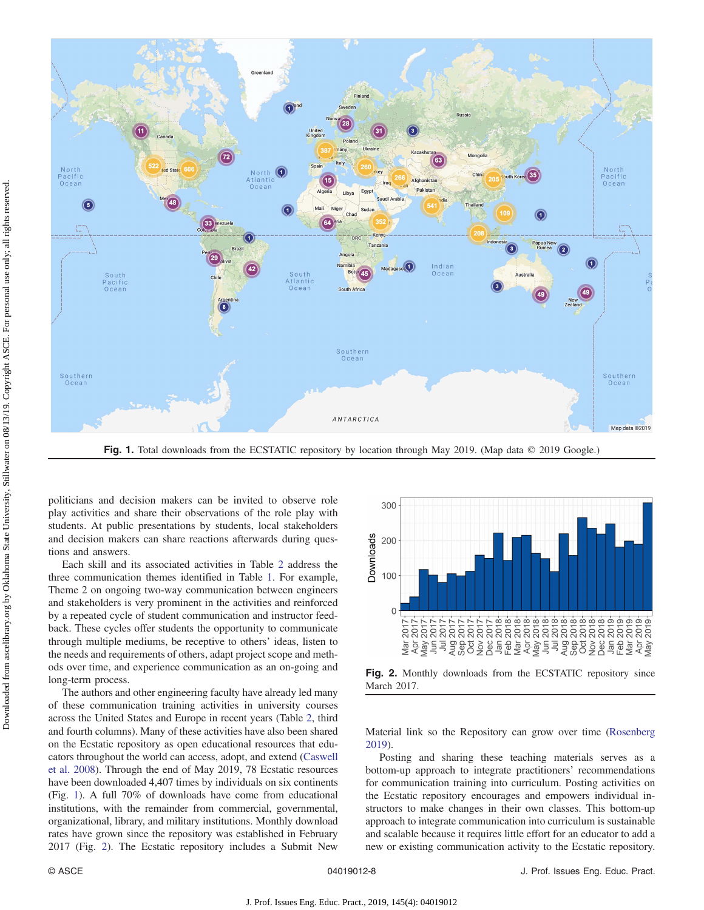Fig. 1. Total downloads from the ECSTATIC repository by location through May 2019. (Map data © 2019 Google.)

politicians and decision makers can be invited to observe role play activities and share their observations of the role play with students. At public presentations by students, local stakeholders and decision makers can share reactions afterwards during questions and answers.

Each skill and its associated activities in Table 2 address the three communication themes identified in Table 1. For example, Theme 2 on ongoing two-way communication between engineers and stakeholders is very prominent in the activities and reinforced by a repeated cycle of student communication and instructor feedback. These cycles offer students the opportunity to communicate through multiple mediums, be receptive to others' ideas, listen to the needs and requirements of others, adapt project scope and methods over time, and experience communication as an on-going and long-term process.

The authors and other engineering faculty have already led many of these communication training activities in university courses across the United States and Europe in recent years (Table 2, third and fourth columns). Many of these activities have also been shared on the Ecstatic repository as open educational resources that educators throughout the world can access, adopt, and extend (Caswell et al. 2008). Through the end of May 2019, 78 Ecstatic resources have been downloaded 4,407 times by individuals on six continents (Fig. 1). A full 70% of downloads have come from educational institutions, with the remainder from commercial, governmental, organizational, library, and military institutions. Monthly download rates have grown since the repository was established in February 2017 (Fig. 2). The Ecstatic repository includes a Submit New Material link so the Repository can grow over time (Rosenberg 2019).

Fig. 2. Monthly downloads from the ECSTATIC repository since March 2017.

Posting and sharing these teaching materials serves as a bottom-up approach to integrate practitioners' recommendations for communication training into curriculum. Posting activities on the Ecstatic repository encourages and empowers individual instructors to make changes in their own classes. This bottom-up approach to integrate communication into curriculum is sustainable and scalable because it requires little effort for an educator to add a new or existing communication activity to the Ecstatic repository.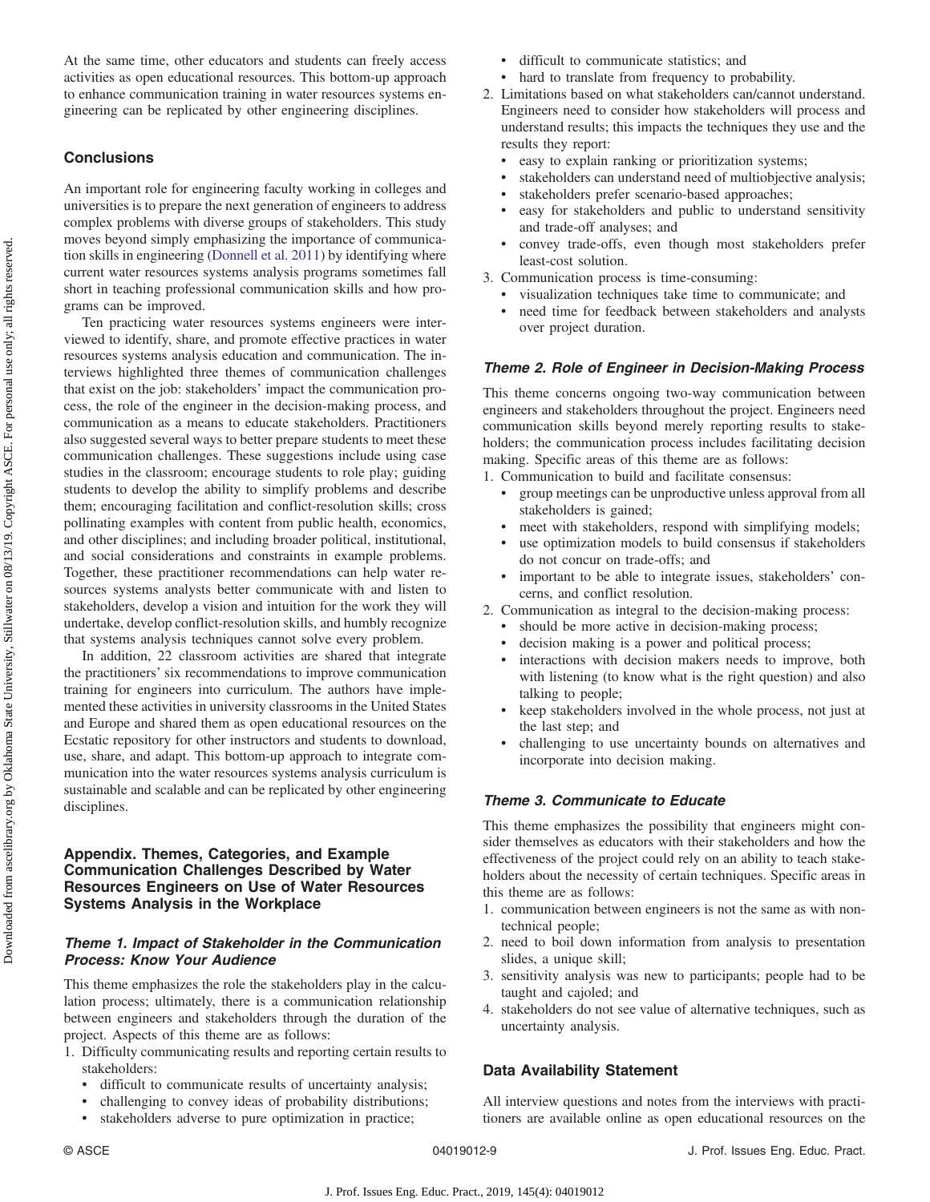At the same time, other educators and students can freely access activities as open educational resources. This bottom-up approach to enhance communication training in water resources systems engineering can be replicated by other engineering disciplines.

## Conclusions

An important role for engineering faculty working in colleges and universities is to prepare the next generation of engineers to address complex problems with diverse groups of stakeholders. This study moves beyond simply emphasizing the importance of communication skills in engineering (Donnell et al. 2011) by identifying where current water resources systems analysis programs sometimes fall short in teaching professional communication skills and how programs can be improved.

Ten practicing water resources systems engineers were interviewed to identify, share, and promote effective practices in water resources systems analysis education and communication. The interviews highlighted three themes of communication challenges that exist on the job: stakeholders' impact the communication process, the role of the engineer in the decision-making process, and communication as a means to educate stakeholders. Practitioners also suggested several ways to better prepare students to meet these communication challenges. These suggestions include using case studies in the classroom; encourage students to role play; guiding students to develop the ability to simplify problems and describe them; encouraging facilitation and conflict-resolution skills; cross pollinating examples with content from public health, economics, and other disciplines; and including broader political, institutional, and social considerations and constraints in example problems. Together, these practitioner recommendations can help water resources systems analysts better communicate with and listen to stakeholders, develop a vision and intuition for the work they will undertake, develop conflict-resolution skills, and humbly recognize that systems analysis techniques cannot solve every problem.

In addition, 22 classroom activities are shared that integrate the practitioners' six recommendations to improve communication training for engineers into curriculum. The authors have implemented these activities in university classrooms in the United States and Europe and shared them as open educational resources on the Ecstatic repository for other instructors and students to download, use, share, and adapt. This bottom-up approach to integrate communication into the water resources systems analysis curriculum is sustainable and scalable and can be replicated by other engineering disciplines.

## Appendix. Themes, Categories, and Example Communication Challenges Described by Water Resources Engineers on Use of Water Resources Systems Analysis in the Workplace

### *Theme 1. Impact of Stakeholder in the Communication Process: Know Your Audience*

This theme emphasizes the role the stakeholders play in the calculation process; ultimately, there is a communication relationship between engineers and stakeholders through the duration of the project. Aspects of this theme are as follows:

1. Difficulty communicating results and reporting certain results to stakeholders:
   - difficult to communicate results of uncertainty analysis;
   - challenging to convey ideas of probability distributions;
   - stakeholders adverse to pure optimization in practice;
   - difficult to communicate statistics; and
   - hard to translate from frequency to probability.
2. Limitations based on what stakeholders can/cannot understand. Engineers need to consider how stakeholders will process and understand results; this impacts the techniques they use and the results they report:
   - easy to explain ranking or prioritization systems;
   - stakeholders can understand need of multiobjective analysis;
   - stakeholders prefer scenario-based approaches;
   - easy for stakeholders and public to understand sensitivity and trade-off analyses; and
   - convey trade-offs, even though most stakeholders prefer least-cost solution.
3. Communication process is time-consuming:
   - visualization techniques take time to communicate; and
   - need time for feedback between stakeholders and analysts over project duration.

### *Theme 2. Role of Engineer in Decision-Making Process*

This theme concerns ongoing two-way communication between engineers and stakeholders throughout the project. Engineers need communication skills beyond merely reporting results to stakeholders; the communication process includes facilitating decision making. Specific areas of this theme are as follows:

1. Communication to build and facilitate consensus:
   - group meetings can be unproductive unless approval from all stakeholders is gained;
   - meet with stakeholders, respond with simplifying models;
   - use optimization models to build consensus if stakeholders do not concur on trade-offs; and
   - important to be able to integrate issues, stakeholders' concerns, and conflict resolution.
2. Communication as integral to the decision-making process:
   - should be more active in decision-making process;
   - decision making is a power and political process;
   - interactions with decision makers needs to improve, both with listening (to know what is the right question) and also talking to people;
   - keep stakeholders involved in the whole process, not just at the last step; and
   - challenging to use uncertainty bounds on alternatives and incorporate into decision making.

### *Theme 3. Communicate to Educate*

This theme emphasizes the possibility that engineers might consider themselves as educators with their stakeholders and how the effectiveness of the project could rely on an ability to teach stakeholders about the necessity of certain techniques. Specific areas in this theme are as follows:

1. communication between engineers is not the same as with non-technical people;
2. need to boil down information from analysis to presentation slides, a unique skill;
3. sensitivity analysis was new to participants; people had to be taught and cajoled; and
4. stakeholders do not see value of alternative techniques, such as uncertainty analysis.

## Data Availability Statement

All interview questions and notes from the interviews with practitioners are available online as open educational resources on the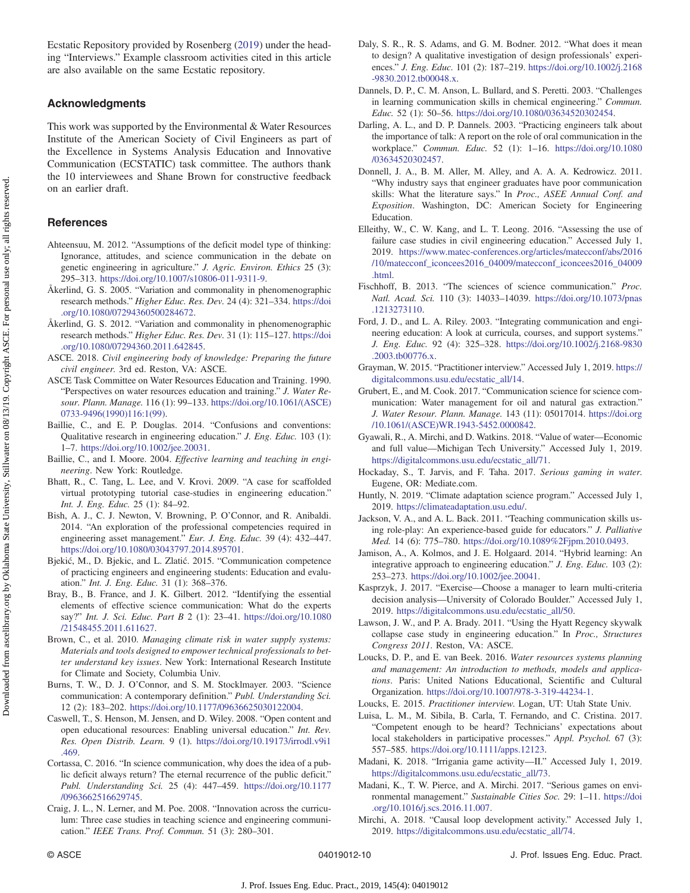Ecstatic Repository provided by Rosenberg (2019) under the heading "Interviews." Example classroom activities cited in this article are also available on the same Ecstatic repository.

## Acknowledgments

This work was supported by the Environmental & Water Resources Institute of the American Society of Civil Engineers as part of the Excellence in Systems Analysis Education and Innovative Communication (ECSTATIC) task committee. The authors thank the 10 interviewees and Shane Brown for constructive feedback on an earlier draft.

## References

Ahteensuu, M. 2012. "Assumptions of the deficit model type of thinking: Ignorance, attitudes, and science communication in the debate on genetic engineering in agriculture." *J. Agric. Environ. Ethics* 25 (3): 295–313. https://doi.org/10.1007/s10806-011-9311-9.

Åkerlind, G. S. 2005. "Variation and commonality in phenomenographic research methods." *Higher Educ. Res. Dev.* 24 (4): 321–334. https://doi.org/10.1080/07294360500284672.

Åkerlind, G. S. 2012. "Variation and commonality in phenomenographic research methods." *Higher Educ. Res. Dev.* 31 (1): 115–127. https://doi.org/10.1080/07294360.2011.642845.

ASCE. 2018. *Civil engineering body of knowledge: Preparing the future civil engineer*. 3rd ed. Reston, VA: ASCE.

ASCE Task Committee on Water Resources Education and Training. 1990. "Perspectives on water resources education and training." *J. Water Resour. Plann. Manage.* 116 (1): 99–133. https://doi.org/10.1061/(ASCE)0733-9496(1990)116:1(99).

Baillie, C., and E. P. Douglas. 2014. "Confusions and conventions: Qualitative research in engineering education." *J. Eng. Educ.* 103 (1): 1–7. https://doi.org/10.1002/jee.20031.

Baillie, C., and I. Moore. 2004. *Effective learning and teaching in engineering*. New York: Routledge.

Bhatt, R., C. Tang, L. Lee, and V. Krovi. 2009. "A case for scaffolded virtual prototyping tutorial case-studies in engineering education." *Int. J. Eng. Educ.* 25 (1): 84–92.

Bish, A. J., C. J. Newton, V. Browning, P. O'Connor, and R. Anibaldi. 2014. "An exploration of the professional competencies required in engineering asset management." *Eur. J. Eng. Educ.* 39 (4): 432–447. https://doi.org/10.1080/03043797.2014.895701.

Bjekić, M., D. Bjekic, and L. Zlatić. 2015. "Communication competence of practicing engineers and engineering students: Education and evaluation." *Int. J. Eng. Educ.* 31 (1): 368–376.

Bray, B., B. France, and J. K. Gilbert. 2012. "Identifying the essential elements of effective science communication: What do the experts say?" *Int. J. Sci. Educ. Part B* 2 (1): 23–41. https://doi.org/10.1080/21548455.2011.611627.

Brown, C., et al. 2010. *Managing climate risk in water supply systems: Materials and tools designed to empower technical professionals to better understand key issues*. New York: International Research Institute for Climate and Society, Columbia Univ.

Burns, T. W., D. J. O'Connor, and S. M. Stocklmayer. 2003. "Science communication: A contemporary definition." *Publ. Understanding Sci.* 12 (2): 183–202. https://doi.org/10.1177/09636625030122004.

Caswell, T., S. Henson, M. Jensen, and D. Wiley. 2008. "Open content and open educational resources: Enabling universal education." *Int. Rev. Res. Open Distrib. Learn.* 9 (1). https://doi.org/10.19173/irrodl.v9i1.469.

Cortassa, C. 2016. "In science communication, why does the idea of a public deficit always return? The eternal recurrence of the public deficit." *Publ. Understanding Sci.* 25 (4): 447–459. https://doi.org/10.1177/0963662516629745.

Craig, J. L., N. Lerner, and M. Poe. 2008. "Innovation across the curriculum: Three case studies in teaching science and engineering communication." *IEEE Trans. Prof. Commun.* 51 (3): 280–301.

Daly, S. R., R. S. Adams, and G. M. Bodner. 2012. "What does it mean to design? A qualitative investigation of design professionals' experiences." *J. Eng. Educ.* 101 (2): 187–219. https://doi.org/10.1002/j.2168-9830.2012.tb00048.x.

Dannels, D. P., C. M. Anson, L. Bullard, and S. Peretti. 2003. "Challenges in learning communication skills in chemical engineering." *Commun. Educ.* 52 (1): 50–56. https://doi.org/10.1080/03634520302454.

Darling, A. L., and D. P. Dannels. 2003. "Practicing engineers talk about the importance of talk: A report on the role of oral communication in the workplace." *Commun. Educ.* 52 (1): 1–16. https://doi.org/10.1080/03634520302457.

Donnell, J. A., B. M. Aller, M. Alley, and A. A. A. Kedrowicz. 2011. "Why industry says that engineer graduates have poor communication skills: What the literature says." In *Proc., ASEE Annual Conf. and Exposition*. Washington, DC: American Society for Engineering Education.

Elleithy, W., C. W. Kang, and L. T. Leong. 2016. "Assessing the use of failure case studies in civil engineering education." Accessed July 1, 2019. https://www.matec-conferences.org/articles/matecconf/abs/2016/10/matecconf_iconcees2016_04009/matecconf_iconcees2016_04009.html.

Fischhoff, B. 2013. "The sciences of science communication." *Proc. Natl. Acad. Sci.* 110 (3): 14033–14039. https://doi.org/10.1073/pnas.1213273110.

Ford, J. D., and L. A. Riley. 2003. "Integrating communication and engineering education: A look at curricula, courses, and support systems." *J. Eng. Educ.* 92 (4): 325–328. https://doi.org/10.1002/j.2168-9830.2003.tb00776.x.

Grayman, W. 2015. "Practitioner interview." Accessed July 1, 2019. https://digitalcommons.usu.edu/ecstatic_all/14.

Grubert, E., and M. Cook. 2017. "Communication science for science communication: Water management for oil and natural gas extraction." *J. Water Resour. Plann. Manage.* 143 (11): 05017014. https://doi.org/10.1061/(ASCE)WR.1943-5452.0000842.

Gyawali, R., A. Mirchi, and D. Watkins. 2018. "Value of water—Economic and full value—Michigan Tech University." Accessed July 1, 2019. https://digitalcommons.usu.edu/ecstatic_all/71.

Hockaday, S., T. Jarvis, and F. Taha. 2017. *Serious gaming in water*. Eugene, OR: Mediate.com.

Huntly, N. 2019. "Climate adaptation science program." Accessed July 1, 2019. https://climateadaptation.usu.edu/.

Jackson, V. A., and A. L. Back. 2011. "Teaching communication skills using role-play: An experience-based guide for educators." *J. Palliative Med.* 14 (6): 775–780. https://doi.org/10.1089%2Fjpm.2010.0493.

Jamison, A., A. Kolmos, and J. E. Holgaard. 2014. "Hybrid learning: An integrative approach to engineering education." *J. Eng. Educ.* 103 (2): 253–273. https://doi.org/10.1002/jee.20041.

Kasprzyk, J. 2017. "Exercise—Choose a manager to learn multi-criteria decision analysis—University of Colorado Boulder." Accessed July 1, 2019. https://digitalcommons.usu.edu/ecstatic_all/50.

Lawson, J. W., and P. A. Brady. 2011. "Using the Hyatt Regency skywalk collapse case study in engineering education." In *Proc., Structures Congress 2011*. Reston, VA: ASCE.

Loucks, D. P., and E. van Beek. 2016. *Water resources systems planning and management: An introduction to methods, models and applications*. Paris: United Nations Educational, Scientific and Cultural Organization. https://doi.org/10.1007/978-3-319-44234-1.

Loucks, E. 2015. *Practitioner interview*. Logan, UT: Utah State Univ.

Luisa, L. M., M. Sibila, B. Carla, T. Fernando, and C. Cristina. 2017. "Competent enough to be heard? Technicians' expectations about local stakeholders in participative processes." *Appl. Psychol.* 67 (3): 557–585. https://doi.org/10.1111/apps.12123.

Madani, K. 2018. "Irrigania game activity—II." Accessed July 1, 2019. https://digitalcommons.usu.edu/ecstatic_all/73.

Madani, K., T. W. Pierce, and A. Mirchi. 2017. "Serious games on environmental management." *Sustainable Cities Soc.* 29: 1–11. https://doi.org/10.1016/j.scs.2016.11.007.

Mirchi, A. 2018. "Causal loop development activity." Accessed July 1, 2019. https://digitalcommons.usu.edu/ecstatic_all/74.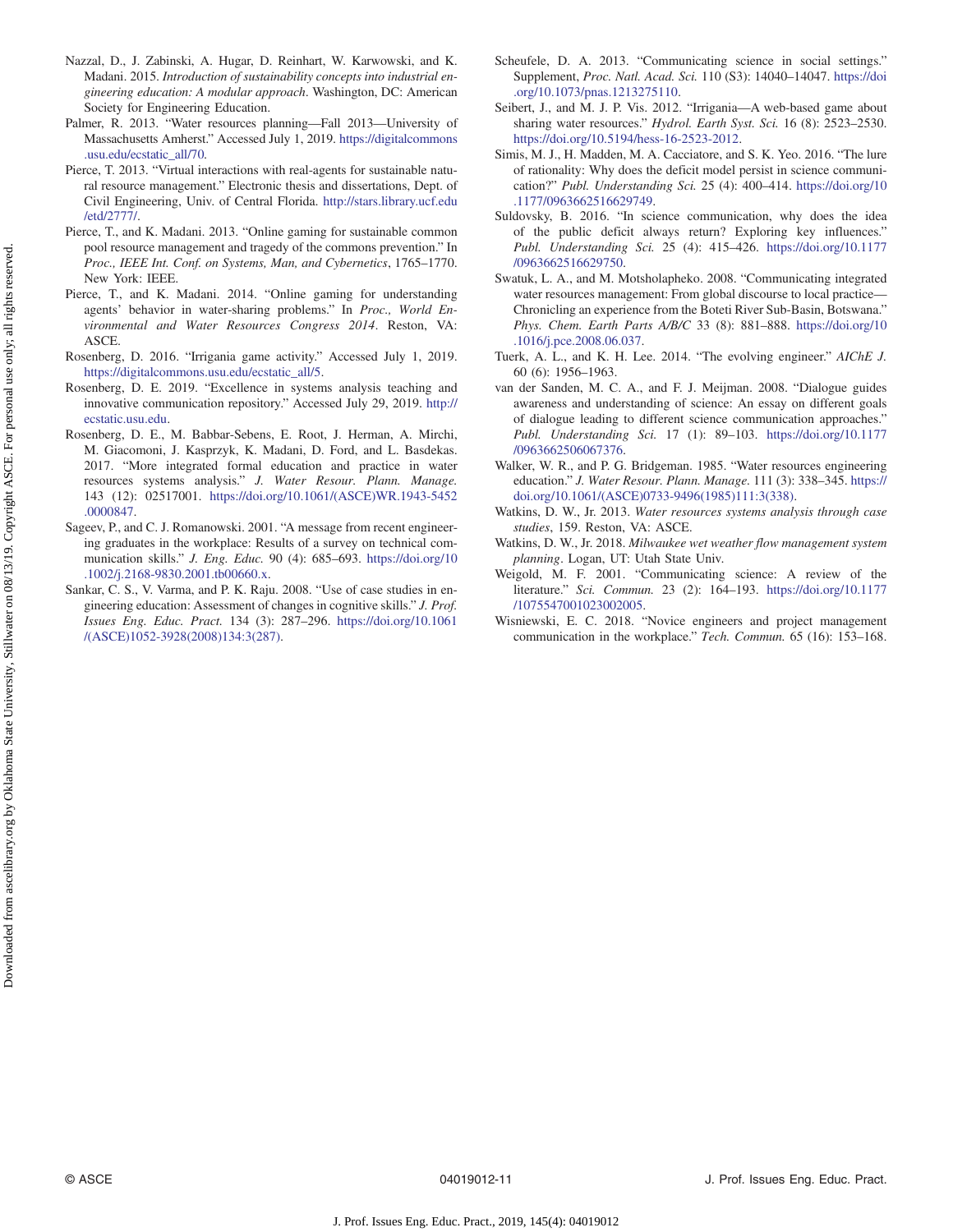Nazzal, D., J. Zabinski, A. Hugar, D. Reinhart, W. Karwowski, and K. Madani. 2015. *Introduction of sustainability concepts into industrial engineering education: A modular approach*. Washington, DC: American Society for Engineering Education.

Palmer, R. 2013. "Water resources planning—Fall 2013—University of Massachusetts Amherst." Accessed July 1, 2019. https://digitalcommons.usu.edu/ecstatic_all/70.

Pierce, T. 2013. "Virtual interactions with real-agents for sustainable natural resource management." Electronic thesis and dissertations, Dept. of Civil Engineering, Univ. of Central Florida. http://stars.library.ucf.edu/etd/2777/.

Pierce, T., and K. Madani. 2013. "Online gaming for sustainable common pool resource management and tragedy of the commons prevention." In *Proc., IEEE Int. Conf. on Systems, Man, and Cybernetics*, 1765–1770. New York: IEEE.

Pierce, T., and K. Madani. 2014. "Online gaming for understanding agents' behavior in water-sharing problems." In *Proc., World Environmental and Water Resources Congress 2014*. Reston, VA: ASCE.

Rosenberg, D. 2016. "Irrigania game activity." Accessed July 1, 2019. https://digitalcommons.usu.edu/ecstatic_all/5.

Rosenberg, D. E. 2019. "Excellence in systems analysis teaching and innovative communication repository." Accessed July 29, 2019. http://ecstatic.usu.edu.

Rosenberg, D. E., M. Babbar-Sebens, E. Root, J. Herman, A. Mirchi, M. Giacomoni, J. Kasprzyk, K. Madani, D. Ford, and L. Basdekas. 2017. "More integrated formal education and practice in water resources systems analysis." *J. Water Resour. Plann. Manage.* 143 (12): 02517001. https://doi.org/10.1061/(ASCE)WR.1943-5452.0000847.

Sageev, P., and C. J. Romanowski. 2001. "A message from recent engineering graduates in the workplace: Results of a survey on technical communication skills." *J. Eng. Educ.* 90 (4): 685–693. https://doi.org/10.1002/j.2168-9830.2001.tb00660.x.

Sankar, C. S., V. Varma, and P. K. Raju. 2008. "Use of case studies in engineering education: Assessment of changes in cognitive skills." *J. Prof. Issues Eng. Educ. Pract.* 134 (3): 287–296. https://doi.org/10.1061/(ASCE)1052-3928(2008)134:3(287).

Scheufele, D. A. 2013. "Communicating science in social settings." Supplement, *Proc. Natl. Acad. Sci.* 110 (S3): 14040–14047. https://doi.org/10.1073/pnas.1213275110.

Seibert, J., and M. J. P. Vis. 2012. "Irrigania—A web-based game about sharing water resources." *Hydrol. Earth Syst. Sci.* 16 (8): 2523–2530. https://doi.org/10.5194/hess-16-2523-2012.

Simis, M. J., H. Madden, M. A. Cacciatore, and S. K. Yeo. 2016. "The lure of rationality: Why does the deficit model persist in science communication?" *Publ. Understanding Sci.* 25 (4): 400–414. https://doi.org/10.1177/0963662516629749.

Suldovsky, B. 2016. "In science communication, why does the idea of the public deficit always return? Exploring key influences." *Publ. Understanding Sci.* 25 (4): 415–426. https://doi.org/10.1177/0963662516629750.

Swatuk, L. A., and M. Motsholapheko. 2008. "Communicating integrated water resources management: From global discourse to local practice—Chronicling an experience from the Boteti River Sub-Basin, Botswana." *Phys. Chem. Earth Parts A/B/C* 33 (8): 881–888. https://doi.org/10.1016/j.pce.2008.06.037.

Tuerk, A. L., and K. H. Lee. 2014. "The evolving engineer." *AIChE J.* 60 (6): 1956–1963.

van der Sanden, M. C. A., and F. J. Meijman. 2008. "Dialogue guides awareness and understanding of science: An essay on different goals of dialogue leading to different science communication approaches." *Publ. Understanding Sci.* 17 (1): 89–103. https://doi.org/10.1177/0963662506067376.

Walker, W. R., and P. G. Bridgeman. 1985. "Water resources engineering education." *J. Water Resour. Plann. Manage.* 111 (3): 338–345. https://doi.org/10.1061/(ASCE)0733-9496(1985)111:3(338).

Watkins, D. W., Jr. 2013. *Water resources systems analysis through case studies*, 159. Reston, VA: ASCE.

Watkins, D. W., Jr. 2018. *Milwaukee wet weather flow management system planning*. Logan, UT: Utah State Univ.

Weigold, M. F. 2001. "Communicating science: A review of the literature." *Sci. Commun.* 23 (2): 164–193. https://doi.org/10.1177/1075547001023002005.

Wisniewski, E. C. 2018. "Novice engineers and project management communication in the workplace." *Tech. Commun.* 65 (16): 153–168.